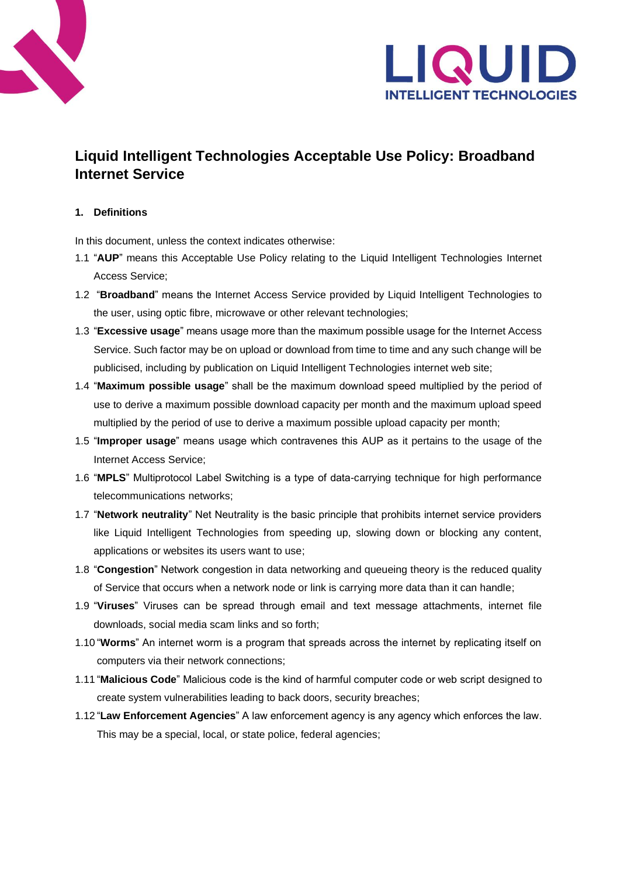# Liquid Intelligent Technologies Acceptable Use Policy: Broadband Internet Service

## 1. Definitions

In this document, unless the context indicates otherwise:

1.1 "**AUP**" means this Acceptable Use Policy relating to the Liquid Intelligent Technologies Internet Access Service;

1.2 "**Broadband**" means the Internet Access Service provided by Liquid Intelligent Technologies to the user, using optic fibre, microwave or other relevant technologies;

1.3 "**Excessive usage**" means usage more than the maximum possible usage for the Internet Access Service. Such factor may be on upload or download from time to time and any such change will be publicised, including by publication on Liquid Intelligent Technologies internet web site;

1.4 "**Maximum possible usage**" shall be the maximum download speed multiplied by the period of use to derive a maximum possible download capacity per month and the maximum upload speed multiplied by the period of use to derive a maximum possible upload capacity per month;

1.5 "**Improper usage**" means usage which contravenes this AUP as it pertains to the usage of the Internet Access Service;

1.6 "**MPLS**" Multiprotocol Label Switching is a type of data-carrying technique for high performance telecommunications networks;

1.7 "**Network neutrality**" Net Neutrality is the basic principle that prohibits internet service providers like Liquid Intelligent Technologies from speeding up, slowing down or blocking any content, applications or websites its users want to use;

1.8 "**Congestion**" Network congestion in data networking and queueing theory is the reduced quality of Service that occurs when a network node or link is carrying more data than it can handle;

1.9 "**Viruses**" Viruses can be spread through email and text message attachments, internet file downloads, social media scam links and so forth;

1.10 "**Worms**" An internet worm is a program that spreads across the internet by replicating itself on computers via their network connections;

1.11 "**Malicious Code**" Malicious code is the kind of harmful computer code or web script designed to create system vulnerabilities leading to back doors, security breaches;

1.12 "**Law Enforcement Agencies**" A law enforcement agency is any agency which enforces the law. This may be a special, local, or state police, federal agencies;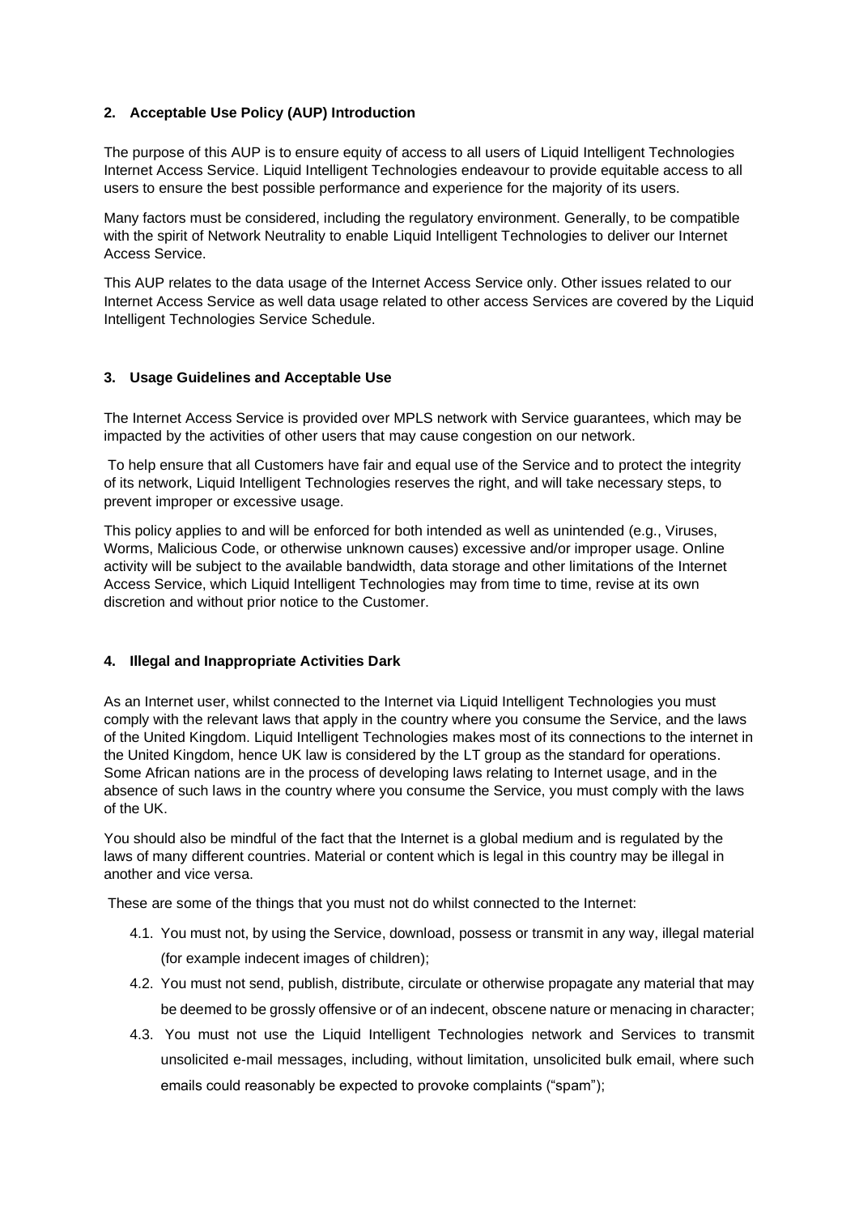## 2. Acceptable Use Policy (AUP) Introduction

The purpose of this AUP is to ensure equity of access to all users of Liquid Intelligent Technologies Internet Access Service. Liquid Intelligent Technologies endeavour to provide equitable access to all users to ensure the best possible performance and experience for the majority of its users.

Many factors must be considered, including the regulatory environment. Generally, to be compatible with the spirit of Network Neutrality to enable Liquid Intelligent Technologies to deliver our Internet Access Service.

This AUP relates to the data usage of the Internet Access Service only. Other issues related to our Internet Access Service as well data usage related to other access Services are covered by the Liquid Intelligent Technologies Service Schedule.

## 3. Usage Guidelines and Acceptable Use

The Internet Access Service is provided over MPLS network with Service guarantees, which may be impacted by the activities of other users that may cause congestion on our network.

To help ensure that all Customers have fair and equal use of the Service and to protect the integrity of its network, Liquid Intelligent Technologies reserves the right, and will take necessary steps, to prevent improper or excessive usage.

This policy applies to and will be enforced for both intended as well as unintended (e.g., Viruses, Worms, Malicious Code, or otherwise unknown causes) excessive and/or improper usage. Online activity will be subject to the available bandwidth, data storage and other limitations of the Internet Access Service, which Liquid Intelligent Technologies may from time to time, revise at its own discretion and without prior notice to the Customer.

## 4. Illegal and Inappropriate Activities Dark

As an Internet user, whilst connected to the Internet via Liquid Intelligent Technologies you must comply with the relevant laws that apply in the country where you consume the Service, and the laws of the United Kingdom. Liquid Intelligent Technologies makes most of its connections to the internet in the United Kingdom, hence UK law is considered by the LT group as the standard for operations. Some African nations are in the process of developing laws relating to Internet usage, and in the absence of such laws in the country where you consume the Service, you must comply with the laws of the UK.

You should also be mindful of the fact that the Internet is a global medium and is regulated by the laws of many different countries. Material or content which is legal in this country may be illegal in another and vice versa.

These are some of the things that you must not do whilst connected to the Internet:

4.1. You must not, by using the Service, download, possess or transmit in any way, illegal material (for example indecent images of children);

4.2. You must not send, publish, distribute, circulate or otherwise propagate any material that may be deemed to be grossly offensive or of an indecent, obscene nature or menacing in character;

4.3. You must not use the Liquid Intelligent Technologies network and Services to transmit unsolicited e-mail messages, including, without limitation, unsolicited bulk email, where such emails could reasonably be expected to provoke complaints ("spam");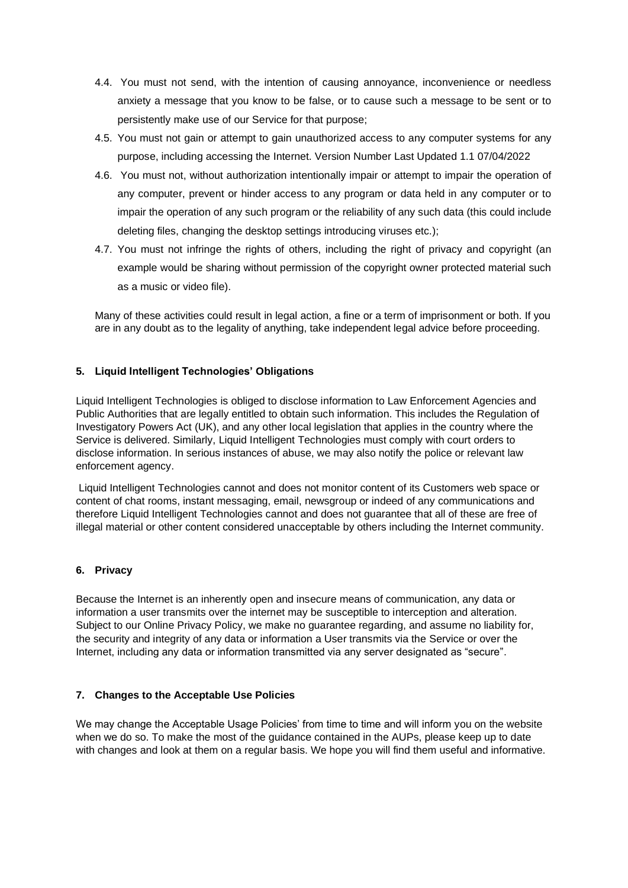4.4. You must not send, with the intention of causing annoyance, inconvenience or needless anxiety a message that you know to be false, or to cause such a message to be sent or to persistently make use of our Service for that purpose;

4.5. You must not gain or attempt to gain unauthorized access to any computer systems for any purpose, including accessing the Internet. Version Number Last Updated 1.1 07/04/2022

4.6. You must not, without authorization intentionally impair or attempt to impair the operation of any computer, prevent or hinder access to any program or data held in any computer or to impair the operation of any such program or the reliability of any such data (this could include deleting files, changing the desktop settings introducing viruses etc.);

4.7. You must not infringe the rights of others, including the right of privacy and copyright (an example would be sharing without permission of the copyright owner protected material such as a music or video file).

Many of these activities could result in legal action, a fine or a term of imprisonment or both. If you are in any doubt as to the legality of anything, take independent legal advice before proceeding.

## 5. Liquid Intelligent Technologies' Obligations

Liquid Intelligent Technologies is obliged to disclose information to Law Enforcement Agencies and Public Authorities that are legally entitled to obtain such information. This includes the Regulation of Investigatory Powers Act (UK), and any other local legislation that applies in the country where the Service is delivered. Similarly, Liquid Intelligent Technologies must comply with court orders to disclose information. In serious instances of abuse, we may also notify the police or relevant law enforcement agency.

Liquid Intelligent Technologies cannot and does not monitor content of its Customers web space or content of chat rooms, instant messaging, email, newsgroup or indeed of any communications and therefore Liquid Intelligent Technologies cannot and does not guarantee that all of these are free of illegal material or other content considered unacceptable by others including the Internet community.

## 6. Privacy

Because the Internet is an inherently open and insecure means of communication, any data or information a user transmits over the internet may be susceptible to interception and alteration. Subject to our Online Privacy Policy, we make no guarantee regarding, and assume no liability for, the security and integrity of any data or information a User transmits via the Service or over the Internet, including any data or information transmitted via any server designated as "secure".

## 7. Changes to the Acceptable Use Policies

We may change the Acceptable Usage Policies' from time to time and will inform you on the website when we do so. To make the most of the guidance contained in the AUPs, please keep up to date with changes and look at them on a regular basis. We hope you will find them useful and informative.